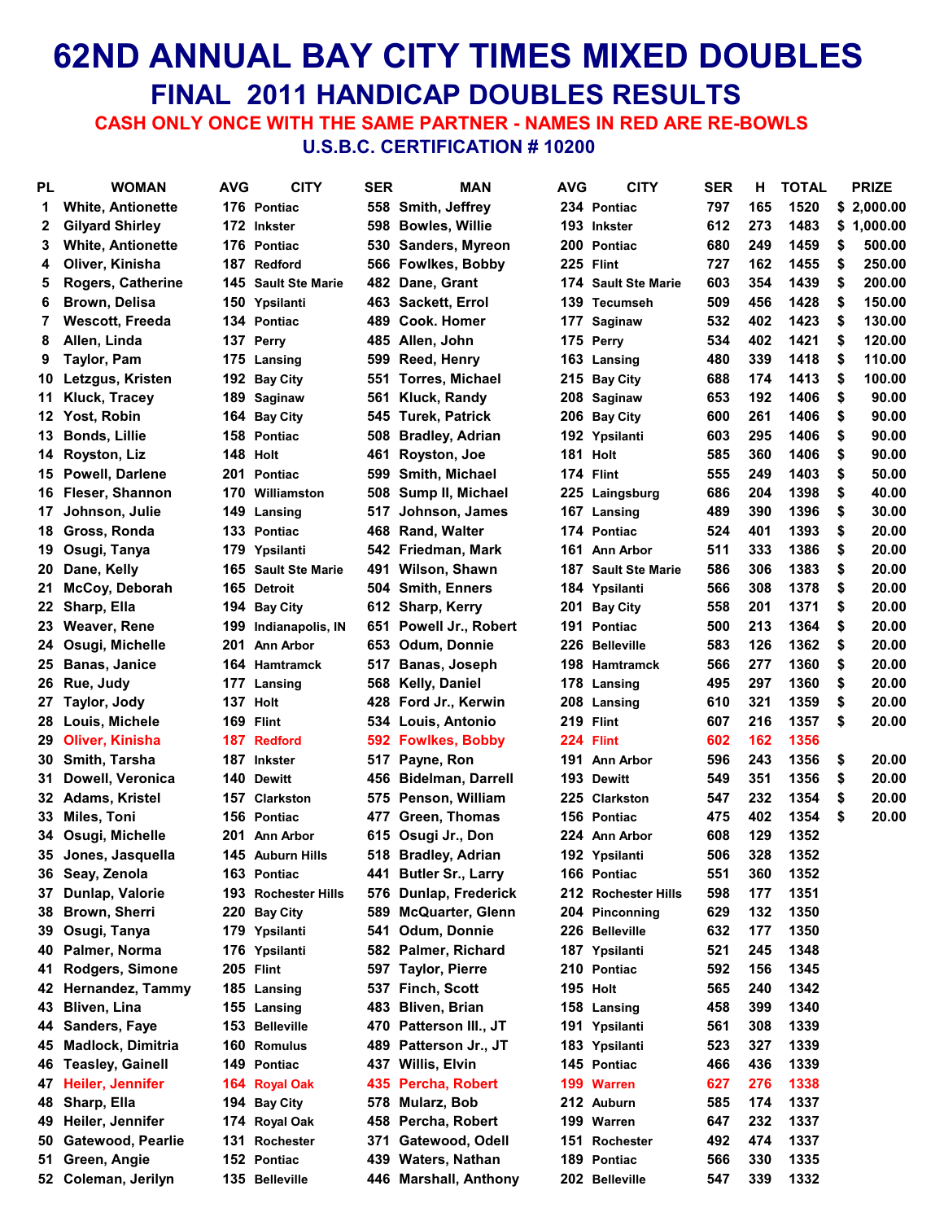# 62ND ANNUAL BAY CITY TIMES MIXED DOUBLES

## FINAL 2011 HANDICAP DOUBLES RESULTS

### CASH ONLY ONCE WITH THE SAME PARTNER - NAMES IN RED ARE RE-BOWLS

### U.S.B.C. CERTIFICATION # 10200

| PL | WOMAN | AVG | CITY | SER | MAN | AVG | CITY | SER | H | TOTAL | PRIZE |
|---|---|---|---|---|---|---|---|---|---|---|---|
| 1 | White, Antionette | 176 | Pontiac | 558 | Smith, Jeffrey | 234 | Pontiac | 797 | 165 | 1520 | $ 2,000.00 |
| 2 | Gilyard Shirley | 172 | Inkster | 598 | Bowles, Willie | 193 | Inkster | 612 | 273 | 1483 | $ 1,000.00 |
| 3 | White, Antionette | 176 | Pontiac | 530 | Sanders, Myreon | 200 | Pontiac | 680 | 249 | 1459 | $ 500.00 |
| 4 | Oliver, Kinisha | 187 | Redford | 566 | Fowlkes, Bobby | 225 | Flint | 727 | 162 | 1455 | $ 250.00 |
| 5 | Rogers, Catherine | 145 | Sault Ste Marie | 482 | Dane, Grant | 174 | Sault Ste Marie | 603 | 354 | 1439 | $ 200.00 |
| 6 | Brown, Delisa | 150 | Ypsilanti | 463 | Sackett, Errol | 139 | Tecumseh | 509 | 456 | 1428 | $ 150.00 |
| 7 | Wescott, Freeda | 134 | Pontiac | 489 | Cook. Homer | 177 | Saginaw | 532 | 402 | 1423 | $ 130.00 |
| 8 | Allen, Linda | 137 | Perry | 485 | Allen, John | 175 | Perry | 534 | 402 | 1421 | $ 120.00 |
| 9 | Taylor, Pam | 175 | Lansing | 599 | Reed, Henry | 163 | Lansing | 480 | 339 | 1418 | $ 110.00 |
| 10 | Letzgus, Kristen | 192 | Bay City | 551 | Torres, Michael | 215 | Bay City | 688 | 174 | 1413 | $ 100.00 |
| 11 | Kluck, Tracey | 189 | Saginaw | 561 | Kluck, Randy | 208 | Saginaw | 653 | 192 | 1406 | $ 90.00 |
| 12 | Yost, Robin | 164 | Bay City | 545 | Turek, Patrick | 206 | Bay City | 600 | 261 | 1406 | $ 90.00 |
| 13 | Bonds, Lillie | 158 | Pontiac | 508 | Bradley, Adrian | 192 | Ypsilanti | 603 | 295 | 1406 | $ 90.00 |
| 14 | Royston, Liz | 148 | Holt | 461 | Royston, Joe | 181 | Holt | 585 | 360 | 1406 | $ 90.00 |
| 15 | Powell, Darlene | 201 | Pontiac | 599 | Smith, Michael | 174 | Flint | 555 | 249 | 1403 | $ 50.00 |
| 16 | Fleser, Shannon | 170 | Williamston | 508 | Sump II, Michael | 225 | Laingsburg | 686 | 204 | 1398 | $ 40.00 |
| 17 | Johnson, Julie | 149 | Lansing | 517 | Johnson, James | 167 | Lansing | 489 | 390 | 1396 | $ 30.00 |
| 18 | Gross, Ronda | 133 | Pontiac | 468 | Rand, Walter | 174 | Pontiac | 524 | 401 | 1393 | $ 20.00 |
| 19 | Osugi, Tanya | 179 | Ypsilanti | 542 | Friedman, Mark | 161 | Ann Arbor | 511 | 333 | 1386 | $ 20.00 |
| 20 | Dane, Kelly | 165 | Sault Ste Marie | 491 | Wilson, Shawn | 187 | Sault Ste Marie | 586 | 306 | 1383 | $ 20.00 |
| 21 | McCoy, Deborah | 165 | Detroit | 504 | Smith, Enners | 184 | Ypsilanti | 566 | 308 | 1378 | $ 20.00 |
| 22 | Sharp, Ella | 194 | Bay City | 612 | Sharp, Kerry | 201 | Bay City | 558 | 201 | 1371 | $ 20.00 |
| 23 | Weaver, Rene | 199 | Indianapolis, IN | 651 | Powell Jr., Robert | 191 | Pontiac | 500 | 213 | 1364 | $ 20.00 |
| 24 | Osugi, Michelle | 201 | Ann Arbor | 653 | Odum, Donnie | 226 | Belleville | 583 | 126 | 1362 | $ 20.00 |
| 25 | Banas, Janice | 164 | Hamtramck | 517 | Banas, Joseph | 198 | Hamtramck | 566 | 277 | 1360 | $ 20.00 |
| 26 | Rue, Judy | 177 | Lansing | 568 | Kelly, Daniel | 178 | Lansing | 495 | 297 | 1360 | $ 20.00 |
| 27 | Taylor, Jody | 137 | Holt | 428 | Ford Jr., Kerwin | 208 | Lansing | 610 | 321 | 1359 | $ 20.00 |
| 28 | Louis, Michele | 169 | Flint | 534 | Louis, Antonio | 219 | Flint | 607 | 216 | 1357 | $ 20.00 |
| 29 | Oliver, Kinisha | 187 | Redford | 592 | Fowlkes, Bobby | 224 | Flint | 602 | 162 | 1356 | |
| 30 | Smith, Tarsha | 187 | Inkster | 517 | Payne, Ron | 191 | Ann Arbor | 596 | 243 | 1356 | $ 20.00 |
| 31 | Dowell, Veronica | 140 | Dewitt | 456 | Bidelman, Darrell | 193 | Dewitt | 549 | 351 | 1356 | $ 20.00 |
| 32 | Adams, Kristel | 157 | Clarkston | 575 | Penson, William | 225 | Clarkston | 547 | 232 | 1354 | $ 20.00 |
| 33 | Miles, Toni | 156 | Pontiac | 477 | Green, Thomas | 156 | Pontiac | 475 | 402 | 1354 | $ 20.00 |
| 34 | Osugi, Michelle | 201 | Ann Arbor | 615 | Osugi Jr., Don | 224 | Ann Arbor | 608 | 129 | 1352 | |
| 35 | Jones, Jasquella | 145 | Auburn Hills | 518 | Bradley, Adrian | 192 | Ypsilanti | 506 | 328 | 1352 | |
| 36 | Seay, Zenola | 163 | Pontiac | 441 | Butler Sr., Larry | 166 | Pontiac | 551 | 360 | 1352 | |
| 37 | Dunlap, Valorie | 193 | Rochester Hills | 576 | Dunlap, Frederick | 212 | Rochester Hills | 598 | 177 | 1351 | |
| 38 | Brown, Sherri | 220 | Bay City | 589 | McQuarter, Glenn | 204 | Pinconning | 629 | 132 | 1350 | |
| 39 | Osugi, Tanya | 179 | Ypsilanti | 541 | Odum, Donnie | 226 | Belleville | 632 | 177 | 1350 | |
| 40 | Palmer, Norma | 176 | Ypsilanti | 582 | Palmer, Richard | 187 | Ypsilanti | 521 | 245 | 1348 | |
| 41 | Rodgers, Simone | 205 | Flint | 597 | Taylor, Pierre | 210 | Pontiac | 592 | 156 | 1345 | |
| 42 | Hernandez, Tammy | 185 | Lansing | 537 | Finch, Scott | 195 | Holt | 565 | 240 | 1342 | |
| 43 | Bliven, Lina | 155 | Lansing | 483 | Bliven, Brian | 158 | Lansing | 458 | 399 | 1340 | |
| 44 | Sanders, Faye | 153 | Belleville | 470 | Patterson III., JT | 191 | Ypsilanti | 561 | 308 | 1339 | |
| 45 | Madlock, Dimitria | 160 | Romulus | 489 | Patterson Jr., JT | 183 | Ypsilanti | 523 | 327 | 1339 | |
| 46 | Teasley, Gainell | 149 | Pontiac | 437 | Willis, Elvin | 145 | Pontiac | 466 | 436 | 1339 | |
| 47 | Heiler, Jennifer | 164 | Royal Oak | 435 | Percha, Robert | 199 | Warren | 627 | 276 | 1338 | |
| 48 | Sharp, Ella | 194 | Bay City | 578 | Mularz, Bob | 212 | Auburn | 585 | 174 | 1337 | |
| 49 | Heiler, Jennifer | 174 | Royal Oak | 458 | Percha, Robert | 199 | Warren | 647 | 232 | 1337 | |
| 50 | Gatewood, Pearlie | 131 | Rochester | 371 | Gatewood, Odell | 151 | Rochester | 492 | 474 | 1337 | |
| 51 | Green, Angie | 152 | Pontiac | 439 | Waters, Nathan | 189 | Pontiac | 566 | 330 | 1335 | |
| 52 | Coleman, Jerilyn | 135 | Belleville | 446 | Marshall, Anthony | 202 | Belleville | 547 | 339 | 1332 | |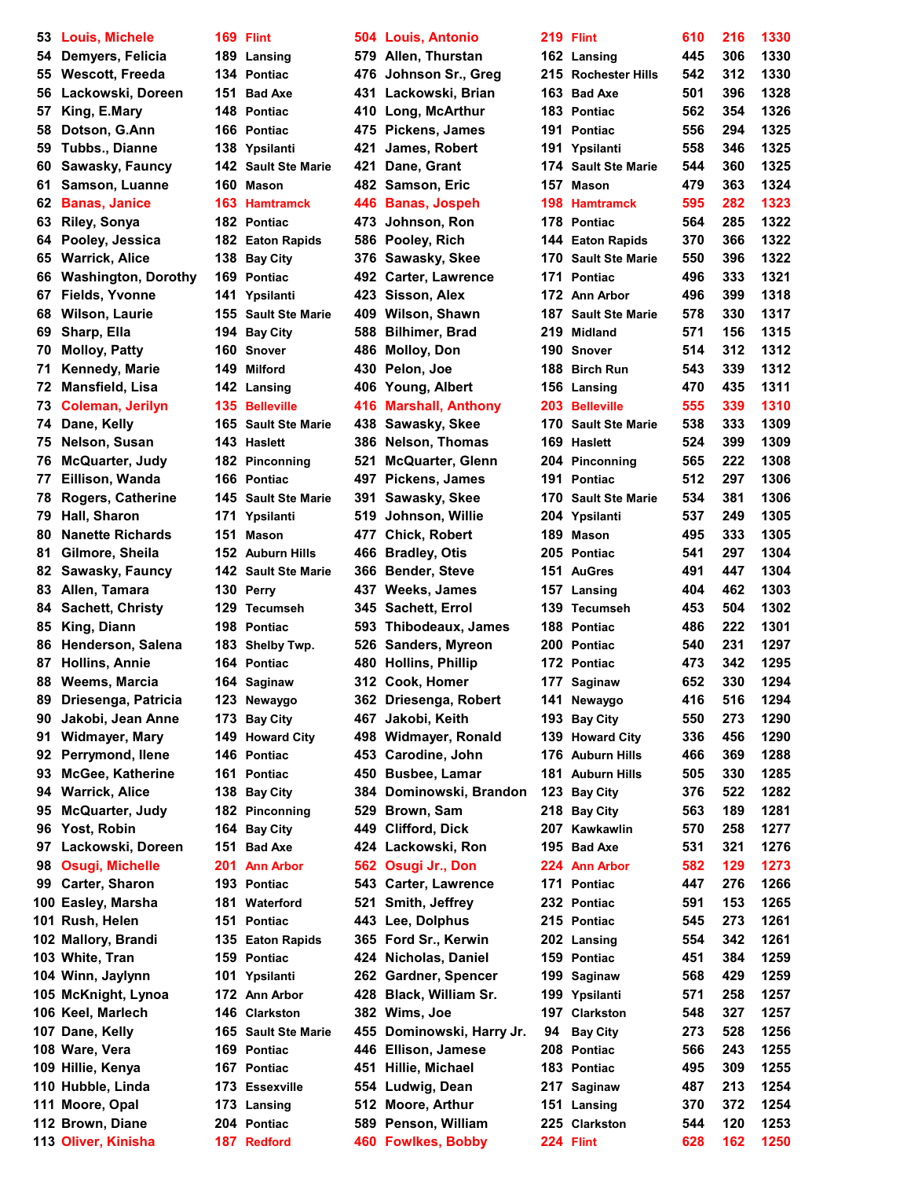| | | | | | | | | | | |
|---|---|---|---|---|---|---|---|---|---|---|
| 53 | Louis, Michele | 169 | Flint | 504 | Louis, Antonio | 219 | Flint | 610 | 216 | 1330 |
| 54 | Demyers, Felicia | 189 | Lansing | 579 | Allen, Thurstan | 162 | Lansing | 445 | 306 | 1330 |
| 55 | Wescott, Freeda | 134 | Pontiac | 476 | Johnson Sr., Greg | 215 | Rochester Hills | 542 | 312 | 1330 |
| 56 | Lackowski, Doreen | 151 | Bad Axe | 431 | Lackowski, Brian | 163 | Bad Axe | 501 | 396 | 1328 |
| 57 | King, E.Mary | 148 | Pontiac | 410 | Long, McArthur | 183 | Pontiac | 562 | 354 | 1326 |
| 58 | Dotson, G.Ann | 166 | Pontiac | 475 | Pickens, James | 191 | Pontiac | 556 | 294 | 1325 |
| 59 | Tubbs., Dianne | 138 | Ypsilanti | 421 | James, Robert | 191 | Ypsilanti | 558 | 346 | 1325 |
| 60 | Sawasky, Fauncy | 142 | Sault Ste Marie | 421 | Dane, Grant | 174 | Sault Ste Marie | 544 | 360 | 1325 |
| 61 | Samson, Luanne | 160 | Mason | 482 | Samson, Eric | 157 | Mason | 479 | 363 | 1324 |
| 62 | Banas, Janice | 163 | Hamtramck | 446 | Banas, Jospeh | 198 | Hamtramck | 595 | 282 | 1323 |
| 63 | Riley, Sonya | 182 | Pontiac | 473 | Johnson, Ron | 178 | Pontiac | 564 | 285 | 1322 |
| 64 | Pooley, Jessica | 182 | Eaton Rapids | 586 | Pooley, Rich | 144 | Eaton Rapids | 370 | 366 | 1322 |
| 65 | Warrick, Alice | 138 | Bay City | 376 | Sawasky, Skee | 170 | Sault Ste Marie | 550 | 396 | 1322 |
| 66 | Washington, Dorothy | 169 | Pontiac | 492 | Carter, Lawrence | 171 | Pontiac | 496 | 333 | 1321 |
| 67 | Fields, Yvonne | 141 | Ypsilanti | 423 | Sisson, Alex | 172 | Ann Arbor | 496 | 399 | 1318 |
| 68 | Wilson, Laurie | 155 | Sault Ste Marie | 409 | Wilson, Shawn | 187 | Sault Ste Marie | 578 | 330 | 1317 |
| 69 | Sharp, Ella | 194 | Bay City | 588 | Bilhimer, Brad | 219 | Midland | 571 | 156 | 1315 |
| 70 | Molloy, Patty | 160 | Snover | 486 | Molloy, Don | 190 | Snover | 514 | 312 | 1312 |
| 71 | Kennedy, Marie | 149 | Milford | 430 | Pelon, Joe | 188 | Birch Run | 543 | 339 | 1312 |
| 72 | Mansfield, Lisa | 142 | Lansing | 406 | Young, Albert | 156 | Lansing | 470 | 435 | 1311 |
| 73 | Coleman, Jerilyn | 135 | Belleville | 416 | Marshall, Anthony | 203 | Belleville | 555 | 339 | 1310 |
| 74 | Dane, Kelly | 165 | Sault Ste Marie | 438 | Sawasky, Skee | 170 | Sault Ste Marie | 538 | 333 | 1309 |
| 75 | Nelson, Susan | 143 | Haslett | 386 | Nelson, Thomas | 169 | Haslett | 524 | 399 | 1309 |
| 76 | McQuarter, Judy | 182 | Pinconning | 521 | McQuarter, Glenn | 204 | Pinconning | 565 | 222 | 1308 |
| 77 | Eillison, Wanda | 166 | Pontiac | 497 | Pickens, James | 191 | Pontiac | 512 | 297 | 1306 |
| 78 | Rogers, Catherine | 145 | Sault Ste Marie | 391 | Sawasky, Skee | 170 | Sault Ste Marie | 534 | 381 | 1306 |
| 79 | Hall, Sharon | 171 | Ypsilanti | 519 | Johnson, Willie | 204 | Ypsilanti | 537 | 249 | 1305 |
| 80 | Nanette Richards | 151 | Mason | 477 | Chick, Robert | 189 | Mason | 495 | 333 | 1305 |
| 81 | Gilmore, Sheila | 152 | Auburn Hills | 466 | Bradley, Otis | 205 | Pontiac | 541 | 297 | 1304 |
| 82 | Sawasky, Fauncy | 142 | Sault Ste Marie | 366 | Bender, Steve | 151 | AuGres | 491 | 447 | 1304 |
| 83 | Allen, Tamara | 130 | Perry | 437 | Weeks, James | 157 | Lansing | 404 | 462 | 1303 |
| 84 | Sachett, Christy | 129 | Tecumseh | 345 | Sachett, Errol | 139 | Tecumseh | 453 | 504 | 1302 |
| 85 | King, Diann | 198 | Pontiac | 593 | Thibodeaux, James | 188 | Pontiac | 486 | 222 | 1301 |
| 86 | Henderson, Salena | 183 | Shelby Twp. | 526 | Sanders, Myreon | 200 | Pontiac | 540 | 231 | 1297 |
| 87 | Hollins, Annie | 164 | Pontiac | 480 | Hollins, Phillip | 172 | Pontiac | 473 | 342 | 1295 |
| 88 | Weems, Marcia | 164 | Saginaw | 312 | Cook, Homer | 177 | Saginaw | 652 | 330 | 1294 |
| 89 | Driesenga, Patricia | 123 | Newaygo | 362 | Driesenga, Robert | 141 | Newaygo | 416 | 516 | 1294 |
| 90 | Jakobi, Jean Anne | 173 | Bay City | 467 | Jakobi, Keith | 193 | Bay City | 550 | 273 | 1290 |
| 91 | Widmayer, Mary | 149 | Howard City | 498 | Widmayer, Ronald | 139 | Howard City | 336 | 456 | 1290 |
| 92 | Perrymond, Ilene | 146 | Pontiac | 453 | Carodine, John | 176 | Auburn Hills | 466 | 369 | 1288 |
| 93 | McGee, Katherine | 161 | Pontiac | 450 | Busbee, Lamar | 181 | Auburn Hills | 505 | 330 | 1285 |
| 94 | Warrick, Alice | 138 | Bay City | 384 | Dominowski, Brandon | 123 | Bay City | 376 | 522 | 1282 |
| 95 | McQuarter, Judy | 182 | Pinconning | 529 | Brown, Sam | 218 | Bay City | 563 | 189 | 1281 |
| 96 | Yost, Robin | 164 | Bay City | 449 | Clifford, Dick | 207 | Kawkawlin | 570 | 258 | 1277 |
| 97 | Lackowski, Doreen | 151 | Bad Axe | 424 | Lackowski, Ron | 195 | Bad Axe | 531 | 321 | 1276 |
| 98 | Osugi, Michelle | 201 | Ann Arbor | 562 | Osugi Jr., Don | 224 | Ann Arbor | 582 | 129 | 1273 |
| 99 | Carter, Sharon | 193 | Pontiac | 543 | Carter, Lawrence | 171 | Pontiac | 447 | 276 | 1266 |
| 100 | Easley, Marsha | 181 | Waterford | 521 | Smith, Jeffrey | 232 | Pontiac | 591 | 153 | 1265 |
| 101 | Rush, Helen | 151 | Pontiac | 443 | Lee, Dolphus | 215 | Pontiac | 545 | 273 | 1261 |
| 102 | Mallory, Brandi | 135 | Eaton Rapids | 365 | Ford Sr., Kerwin | 202 | Lansing | 554 | 342 | 1261 |
| 103 | White, Tran | 159 | Pontiac | 424 | Nicholas, Daniel | 159 | Pontiac | 451 | 384 | 1259 |
| 104 | Winn, Jaylynn | 101 | Ypsilanti | 262 | Gardner, Spencer | 199 | Saginaw | 568 | 429 | 1259 |
| 105 | McKnight, Lynoa | 172 | Ann Arbor | 428 | Black, William Sr. | 199 | Ypsilanti | 571 | 258 | 1257 |
| 106 | Keel, Marlech | 146 | Clarkston | 382 | Wims, Joe | 197 | Clarkston | 548 | 327 | 1257 |
| 107 | Dane, Kelly | 165 | Sault Ste Marie | 455 | Dominowski, Harry Jr. | 94 | Bay City | 273 | 528 | 1256 |
| 108 | Ware, Vera | 169 | Pontiac | 446 | Ellison, Jamese | 208 | Pontiac | 566 | 243 | 1255 |
| 109 | Hillie, Kenya | 167 | Pontiac | 451 | Hillie, Michael | 183 | Pontiac | 495 | 309 | 1255 |
| 110 | Hubble, Linda | 173 | Essexville | 554 | Ludwig, Dean | 217 | Saginaw | 487 | 213 | 1254 |
| 111 | Moore, Opal | 173 | Lansing | 512 | Moore, Arthur | 151 | Lansing | 370 | 372 | 1254 |
| 112 | Brown, Diane | 204 | Pontiac | 589 | Penson, William | 225 | Clarkston | 544 | 120 | 1253 |
| 113 | Oliver, Kinisha | 187 | Redford | 460 | Fowlkes, Bobby | 224 | Flint | 628 | 162 | 1250 |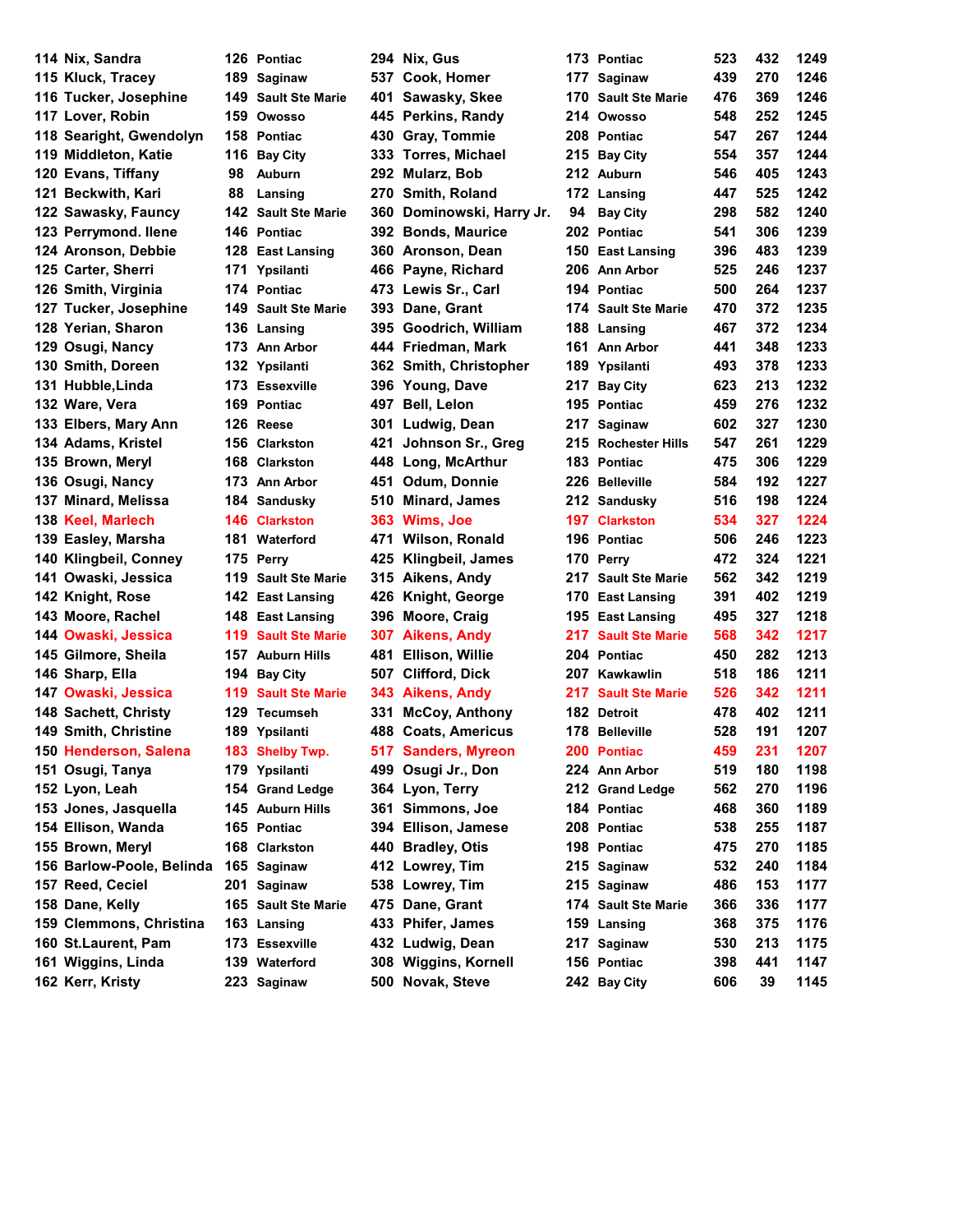| | | | | | | | | | |
|---|---|---|---|---|---|---|---|---|---|
| 114 | Nix, Sandra | 126 | Pontiac | 294 | Nix, Gus | 173 | Pontiac | 523 | 432 | 1249 |
| 115 | Kluck, Tracey | 189 | Saginaw | 537 | Cook, Homer | 177 | Saginaw | 439 | 270 | 1246 |
| 116 | Tucker, Josephine | 149 | Sault Ste Marie | 401 | Sawasky, Skee | 170 | Sault Ste Marie | 476 | 369 | 1246 |
| 117 | Lover, Robin | 159 | Owosso | 445 | Perkins, Randy | 214 | Owosso | 548 | 252 | 1245 |
| 118 | Searight, Gwendolyn | 158 | Pontiac | 430 | Gray, Tommie | 208 | Pontiac | 547 | 267 | 1244 |
| 119 | Middleton, Katie | 116 | Bay City | 333 | Torres, Michael | 215 | Bay City | 554 | 357 | 1244 |
| 120 | Evans, Tiffany | 98 | Auburn | 292 | Mularz, Bob | 212 | Auburn | 546 | 405 | 1243 |
| 121 | Beckwith, Kari | 88 | Lansing | 270 | Smith, Roland | 172 | Lansing | 447 | 525 | 1242 |
| 122 | Sawasky, Fauncy | 142 | Sault Ste Marie | 360 | Dominowski, Harry Jr. | 94 | Bay City | 298 | 582 | 1240 |
| 123 | Perrymond. Ilene | 146 | Pontiac | 392 | Bonds, Maurice | 202 | Pontiac | 541 | 306 | 1239 |
| 124 | Aronson, Debbie | 128 | East Lansing | 360 | Aronson, Dean | 150 | East Lansing | 396 | 483 | 1239 |
| 125 | Carter, Sherri | 171 | Ypsilanti | 466 | Payne, Richard | 206 | Ann Arbor | 525 | 246 | 1237 |
| 126 | Smith, Virginia | 174 | Pontiac | 473 | Lewis Sr., Carl | 194 | Pontiac | 500 | 264 | 1237 |
| 127 | Tucker, Josephine | 149 | Sault Ste Marie | 393 | Dane, Grant | 174 | Sault Ste Marie | 470 | 372 | 1235 |
| 128 | Yerian, Sharon | 136 | Lansing | 395 | Goodrich, William | 188 | Lansing | 467 | 372 | 1234 |
| 129 | Osugi, Nancy | 173 | Ann Arbor | 444 | Friedman, Mark | 161 | Ann Arbor | 441 | 348 | 1233 |
| 130 | Smith, Doreen | 132 | Ypsilanti | 362 | Smith, Christopher | 189 | Ypsilanti | 493 | 378 | 1233 |
| 131 | Hubble,Linda | 173 | Essexville | 396 | Young, Dave | 217 | Bay City | 623 | 213 | 1232 |
| 132 | Ware, Vera | 169 | Pontiac | 497 | Bell, Lelon | 195 | Pontiac | 459 | 276 | 1232 |
| 133 | Elbers, Mary Ann | 126 | Reese | 301 | Ludwig, Dean | 217 | Saginaw | 602 | 327 | 1230 |
| 134 | Adams, Kristel | 156 | Clarkston | 421 | Johnson Sr., Greg | 215 | Rochester Hills | 547 | 261 | 1229 |
| 135 | Brown, Meryl | 168 | Clarkston | 448 | Long, McArthur | 183 | Pontiac | 475 | 306 | 1229 |
| 136 | Osugi, Nancy | 173 | Ann Arbor | 451 | Odum, Donnie | 226 | Belleville | 584 | 192 | 1227 |
| 137 | Minard, Melissa | 184 | Sandusky | 510 | Minard, James | 212 | Sandusky | 516 | 198 | 1224 |
| 138 | Keel, Marlech | 146 | Clarkston | 363 | Wims, Joe | 197 | Clarkston | 534 | 327 | 1224 |
| 139 | Easley, Marsha | 181 | Waterford | 471 | Wilson, Ronald | 196 | Pontiac | 506 | 246 | 1223 |
| 140 | Klingbeil, Conney | 175 | Perry | 425 | Klingbeil, James | 170 | Perry | 472 | 324 | 1221 |
| 141 | Owaski, Jessica | 119 | Sault Ste Marie | 315 | Aikens, Andy | 217 | Sault Ste Marie | 562 | 342 | 1219 |
| 142 | Knight, Rose | 142 | East Lansing | 426 | Knight, George | 170 | East Lansing | 391 | 402 | 1219 |
| 143 | Moore, Rachel | 148 | East Lansing | 396 | Moore, Craig | 195 | East Lansing | 495 | 327 | 1218 |
| 144 | Owaski, Jessica | 119 | Sault Ste Marie | 307 | Aikens, Andy | 217 | Sault Ste Marie | 568 | 342 | 1217 |
| 145 | Gilmore, Sheila | 157 | Auburn Hills | 481 | Ellison, Willie | 204 | Pontiac | 450 | 282 | 1213 |
| 146 | Sharp, Ella | 194 | Bay City | 507 | Clifford, Dick | 207 | Kawkawlin | 518 | 186 | 1211 |
| 147 | Owaski, Jessica | 119 | Sault Ste Marie | 343 | Aikens, Andy | 217 | Sault Ste Marie | 526 | 342 | 1211 |
| 148 | Sachett, Christy | 129 | Tecumseh | 331 | McCoy, Anthony | 182 | Detroit | 478 | 402 | 1211 |
| 149 | Smith, Christine | 189 | Ypsilanti | 488 | Coats, Americus | 178 | Belleville | 528 | 191 | 1207 |
| 150 | Henderson, Salena | 183 | Shelby Twp. | 517 | Sanders, Myreon | 200 | Pontiac | 459 | 231 | 1207 |
| 151 | Osugi, Tanya | 179 | Ypsilanti | 499 | Osugi Jr., Don | 224 | Ann Arbor | 519 | 180 | 1198 |
| 152 | Lyon, Leah | 154 | Grand Ledge | 364 | Lyon, Terry | 212 | Grand Ledge | 562 | 270 | 1196 |
| 153 | Jones, Jasquella | 145 | Auburn Hills | 361 | Simmons, Joe | 184 | Pontiac | 468 | 360 | 1189 |
| 154 | Ellison, Wanda | 165 | Pontiac | 394 | Ellison, Jamese | 208 | Pontiac | 538 | 255 | 1187 |
| 155 | Brown, Meryl | 168 | Clarkston | 440 | Bradley, Otis | 198 | Pontiac | 475 | 270 | 1185 |
| 156 | Barlow-Poole, Belinda | 165 | Saginaw | 412 | Lowrey, Tim | 215 | Saginaw | 532 | 240 | 1184 |
| 157 | Reed, Ceciel | 201 | Saginaw | 538 | Lowrey, Tim | 215 | Saginaw | 486 | 153 | 1177 |
| 158 | Dane, Kelly | 165 | Sault Ste Marie | 475 | Dane, Grant | 174 | Sault Ste Marie | 366 | 336 | 1177 |
| 159 | Clemmons, Christina | 163 | Lansing | 433 | Phifer, James | 159 | Lansing | 368 | 375 | 1176 |
| 160 | St.Laurent, Pam | 173 | Essexville | 432 | Ludwig, Dean | 217 | Saginaw | 530 | 213 | 1175 |
| 161 | Wiggins, Linda | 139 | Waterford | 308 | Wiggins, Kornell | 156 | Pontiac | 398 | 441 | 1147 |
| 162 | Kerr, Kristy | 223 | Saginaw | 500 | Novak, Steve | 242 | Bay City | 606 | 39 | 1145 |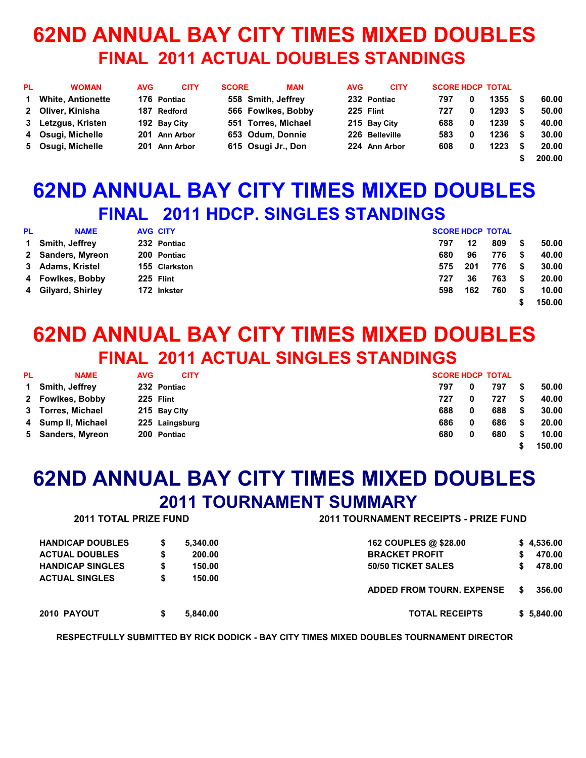# 62ND ANNUAL BAY CITY TIMES MIXED DOUBLES

## FINAL 2011 ACTUAL DOUBLES STANDINGS

| PL | WOMAN | AVG | CITY | SCORE | MAN | AVG | CITY | SCORE | HDCP | TOTAL | |
|---|---|---|---|---|---|---|---|---|---|---|---|
| 1 | White, Antionette | 176 | Pontiac | 558 | Smith, Jeffrey | 232 | Pontiac | 797 | 0 | 1355 | $ 60.00 |
| 2 | Oliver, Kinisha | 187 | Redford | 566 | Fowlkes, Bobby | 225 | Flint | 727 | 0 | 1293 | $ 50.00 |
| 3 | Letzgus, Kristen | 192 | Bay City | 551 | Torres, Michael | 215 | Bay City | 688 | 0 | 1239 | $ 40.00 |
| 4 | Osugi, Michelle | 201 | Ann Arbor | 653 | Odum, Donnie | 226 | Belleville | 583 | 0 | 1236 | $ 30.00 |
| 5 | Osugi, Michelle | 201 | Ann Arbor | 615 | Osugi Jr., Don | 224 | Ann Arbor | 608 | 0 | 1223 | $ 20.00 |
| | | | | | | | | | | | $ 200.00 |

# 62ND ANNUAL BAY CITY TIMES MIXED DOUBLES

## FINAL 2011 HDCP. SINGLES STANDINGS

| PL | NAME | AVG | CITY | SCORE | HDCP | TOTAL | |
|---|---|---|---|---|---|---|---|
| 1 | Smith, Jeffrey | 232 | Pontiac | 797 | 12 | 809 | $ 50.00 |
| 2 | Sanders, Myreon | 200 | Pontiac | 680 | 96 | 776 | $ 40.00 |
| 3 | Adams, Kristel | 155 | Clarkston | 575 | 201 | 776 | $ 30.00 |
| 4 | Fowlkes, Bobby | 225 | Flint | 727 | 36 | 763 | $ 20.00 |
| 4 | Gilyard, Shirley | 172 | Inkster | 598 | 162 | 760 | $ 10.00 |
| | | | | | | | $ 150.00 |

# 62ND ANNUAL BAY CITY TIMES MIXED DOUBLES

## FINAL 2011 ACTUAL SINGLES STANDINGS

| PL | NAME | AVG | CITY | SCORE | HDCP | TOTAL | |
|---|---|---|---|---|---|---|---|
| 1 | Smith, Jeffrey | 232 | Pontiac | 797 | 0 | 797 | $ 50.00 |
| 2 | Fowlkes, Bobby | 225 | Flint | 727 | 0 | 727 | $ 40.00 |
| 3 | Torres, Michael | 215 | Bay City | 688 | 0 | 688 | $ 30.00 |
| 4 | Sump II, Michael | 225 | Laingsburg | 686 | 0 | 686 | $ 20.00 |
| 5 | Sanders, Myreon | 200 | Pontiac | 680 | 0 | 680 | $ 10.00 |
| | | | | | | | $ 150.00 |

# 62ND ANNUAL BAY CITY TIMES MIXED DOUBLES

## 2011 TOURNAMENT SUMMARY

**2011 TOTAL PRIZE FUND**

| | |
|---|---|
| HANDICAP DOUBLES | $ 5,340.00 |
| ACTUAL DOUBLES | $ 200.00 |
| HANDICAP SINGLES | $ 150.00 |
| ACTUAL SINGLES | $ 150.00 |
| 2010 PAYOUT | $ 5,840.00 |

**2011 TOURNAMENT RECEIPTS - PRIZE FUND**

| | |
|---|---|
| 162 COUPLES @ $28.00 | $ 4,536.00 |
| BRACKET PROFIT | $ 470.00 |
| 50/50 TICKET SALES | $ 478.00 |
| ADDED FROM TOURN. EXPENSE | $ 356.00 |
| TOTAL RECEIPTS | $ 5,840.00 |

RESPECTFULLY SUBMITTED BY RICK DODICK - BAY CITY TIMES MIXED DOUBLES TOURNAMENT DIRECTOR